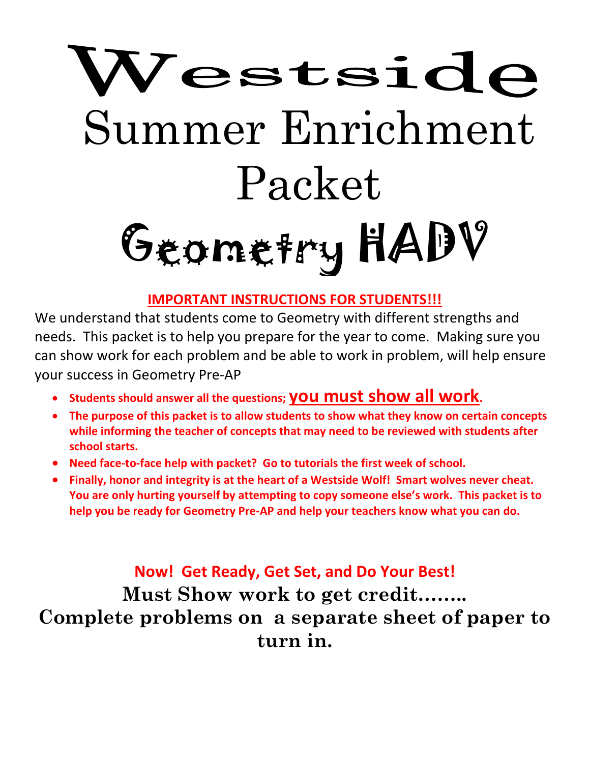# Westside

# Summer Enrichment Packet

# Geometry HADV

**IMPORTANT INSTRUCTIONS FOR STUDENTS!!!**

We understand that students come to Geometry with different strengths and needs. This packet is to help you prepare for the year to come. Making sure you can show work for each problem and be able to work in problem, will help ensure your success in Geometry Pre-AP

- **Students should answer all the questions; you must show all work.**
- **The purpose of this packet is to allow students to show what they know on certain concepts while informing the teacher of concepts that may need to be reviewed with students after school starts.**
- **Need face-to-face help with packet? Go to tutorials the first week of school.**
- **Finally, honor and integrity is at the heart of a Westside Wolf! Smart wolves never cheat. You are only hurting yourself by attempting to copy someone else's work. This packet is to help you be ready for Geometry Pre-AP and help your teachers know what you can do.**

**Now! Get Ready, Get Set, and Do Your Best!**

**Must Show work to get credit……..**

**Complete problems on a separate sheet of paper to turn in.**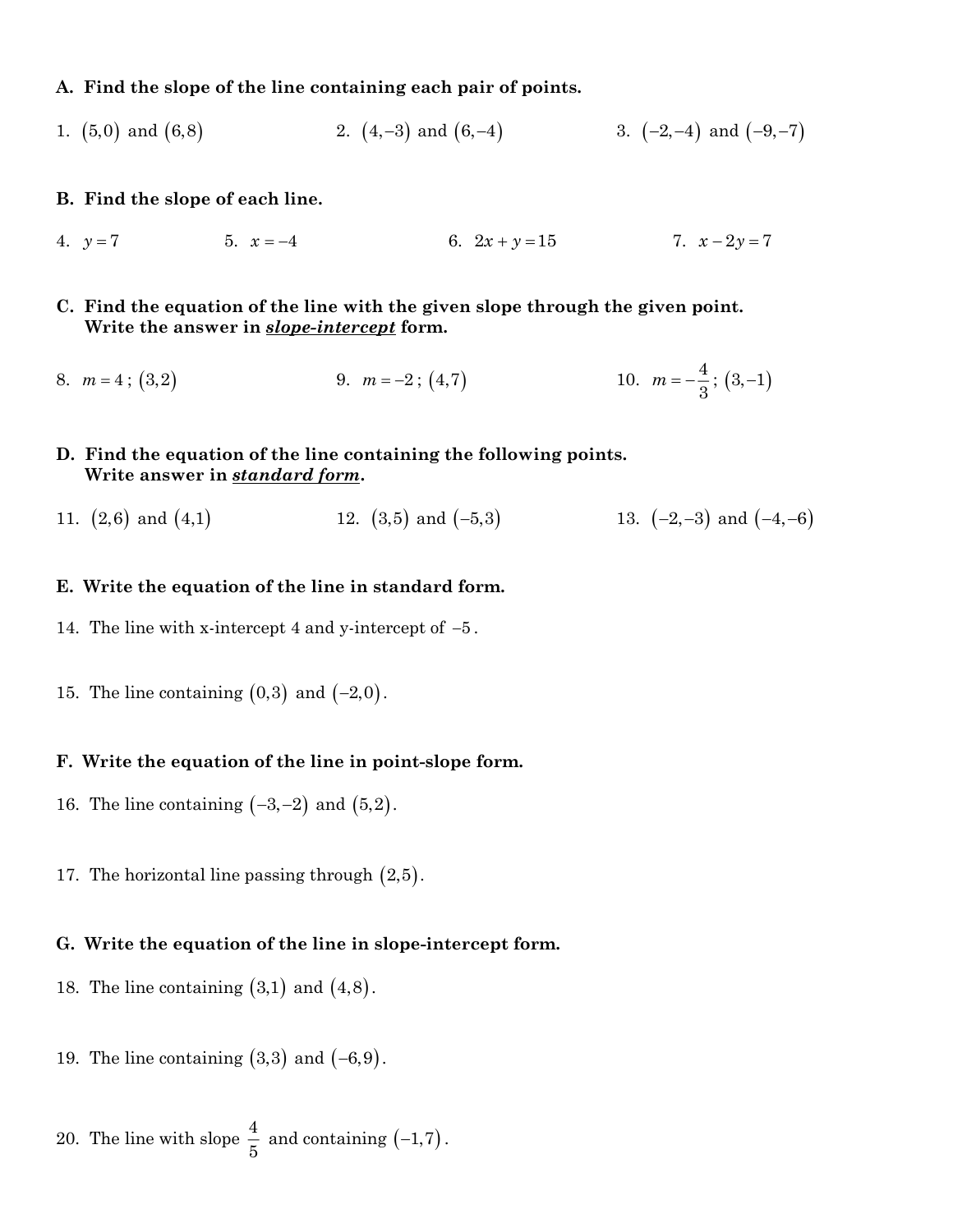**A. Find the slope of the line containing each pair of points.**

1. $(5,0)$ and $(6,8)$

2. $(4,-3)$ and $(6,-4)$

3. $(-2,-4)$ and $(-9,-7)$

**B. Find the slope of each line.**

4. $y = 7$

5. $x = -4$

6. $2x + y = 15$

7. $x - 2y = 7$

**C. Find the equation of the line with the given slope through the given point. Write the answer in *slope-intercept* form.**

8. $m = 4$ ; $(3,2)$

9. $m = -2$ ; $(4,7)$

10. $m = -\frac{4}{3}$ ; $(3,-1)$

**D. Find the equation of the line containing the following points. Write answer in *standard form*.**

11. $(2,6)$ and $(4,1)$

12. $(3,5)$ and $(-5,3)$

13. $(-2,-3)$ and $(-4,-6)$

**E. Write the equation of the line in standard form.**

14. The line with x-intercept 4 and y-intercept of $-5$.

15. The line containing $(0,3)$ and $(-2,0)$.

**F. Write the equation of the line in point-slope form.**

16. The line containing $(-3,-2)$ and $(5,2)$.

17. The horizontal line passing through $(2,5)$.

**G. Write the equation of the line in slope-intercept form.**

18. The line containing $(3,1)$ and $(4,8)$.

19. The line containing $(3,3)$ and $(-6,9)$.

20. The line with slope $\frac{4}{5}$ and containing $(-1,7)$.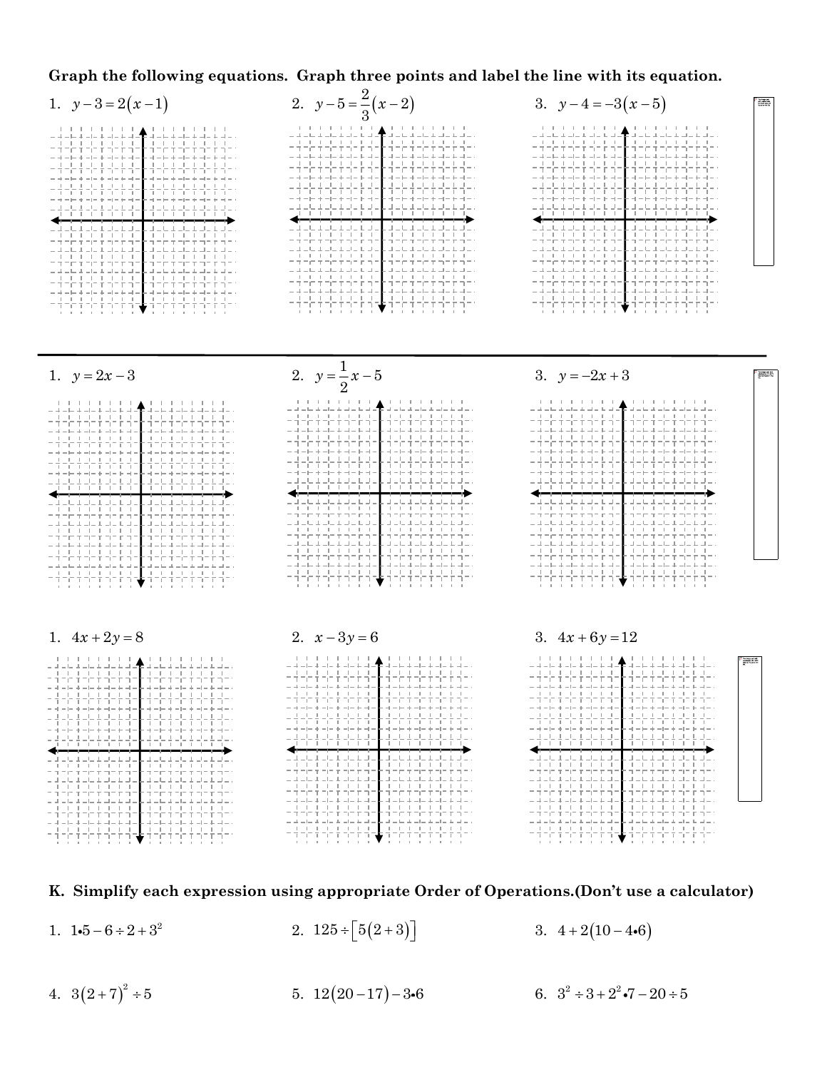**Graph the following equations. Graph three points and label the line with its equation.**

1. $y - 3 = 2(x - 1)$
2. $y - 5 = \frac{2}{3}(x - 2)$
3. $y - 4 = -3(x - 5)$

---

1. $y = 2x - 3$
2. $y = \frac{1}{2}x - 5$
3. $y = -2x + 3$

1. $4x + 2y = 8$
2. $x - 3y = 6$
3. $4x + 6y = 12$

**K. Simplify each expression using appropriate Order of Operations.(Don't use a calculator)**

1. $1 \cdot 5 - 6 \div 2 + 3^2$
2. $125 \div [5(2 + 3)]$
3. $4 + 2(10 - 4 \cdot 6)$
4. $3(2 + 7)^2 \div 5$
5. $12(20 - 17) - 3 \cdot 6$
6. $3^2 \div 3 + 2^2 \cdot 7 - 20 \div 5$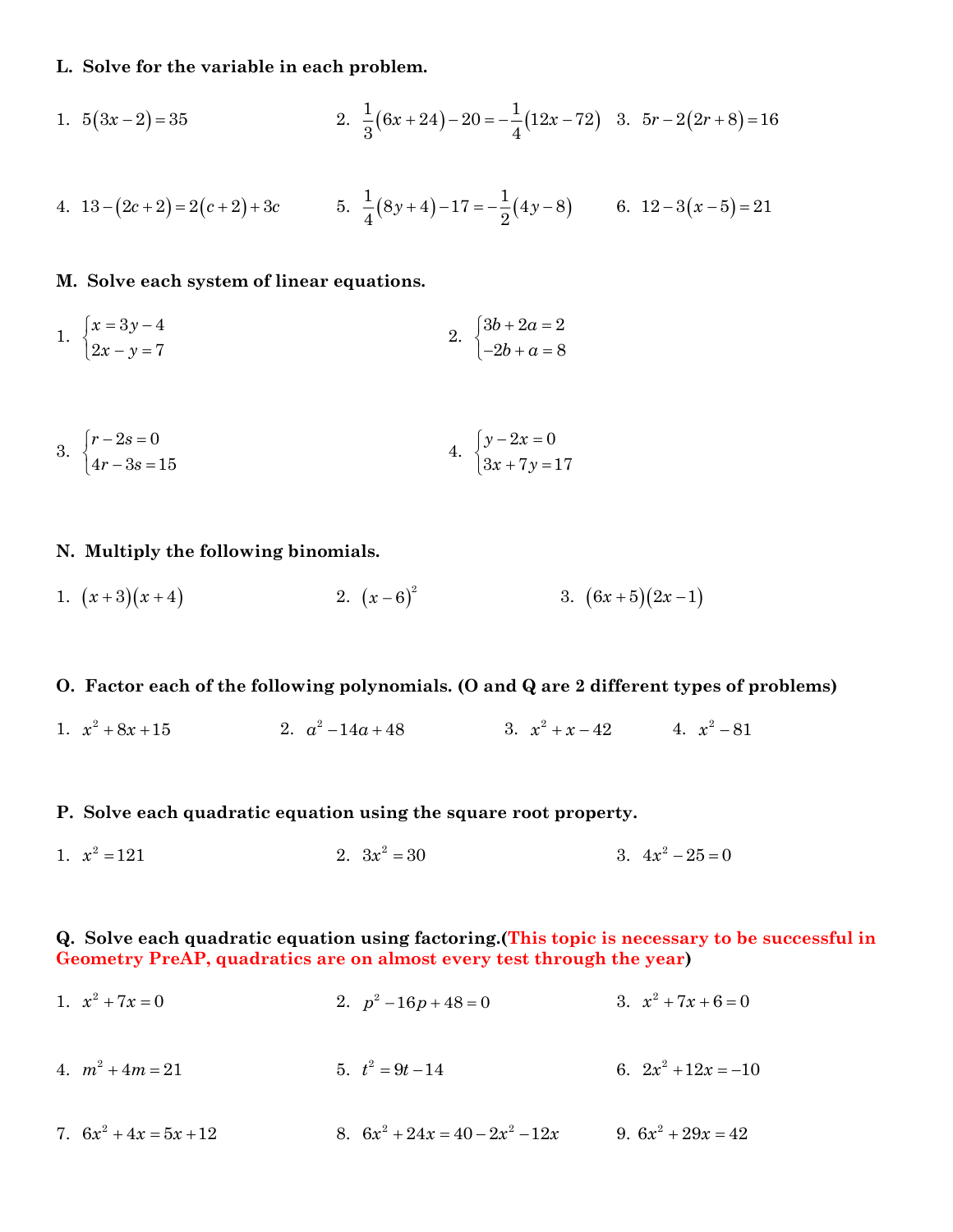**L. Solve for the variable in each problem.**

1. $5(3x-2)=35$
2. $\frac{1}{3}(6x+24)-20=-\frac{1}{4}(12x-72)$
3. $5r-2(2r+8)=16$
4. $13-(2c+2)=2(c+2)+3c$
5. $\frac{1}{4}(8y+4)-17=-\frac{1}{2}(4y-8)$
6. $12-3(x-5)=21$

**M. Solve each system of linear equations.**

1. $\begin{cases} x=3y-4 \\ 2x-y=7 \end{cases}$
2. $\begin{cases} 3b+2a=2 \\ -2b+a=8 \end{cases}$
3. $\begin{cases} r-2s=0 \\ 4r-3s=15 \end{cases}$
4. $\begin{cases} y-2x=0 \\ 3x+7y=17 \end{cases}$

**N. Multiply the following binomials.**

1. $(x+3)(x+4)$
2. $(x-6)^2$
3. $(6x+5)(2x-1)$

**O. Factor each of the following polynomials. (O and Q are 2 different types of problems)**

1. $x^2+8x+15$
2. $a^2-14a+48$
3. $x^2+x-42$
4. $x^2-81$

**P. Solve each quadratic equation using the square root property.**

1. $x^2=121$
2. $3x^2=30$
3. $4x^2-25=0$

**Q. Solve each quadratic equation using factoring.(This topic is necessary to be successful in Geometry PreAP, quadratics are on almost every test through the year)**

1. $x^2+7x=0$
2. $p^2-16p+48=0$
3. $x^2+7x+6=0$
4. $m^2+4m=21$
5. $t^2=9t-14$
6. $2x^2+12x=-10$
7. $6x^2+4x=5x+12$
8. $6x^2+24x=40-2x^2-12x$
9. $6x^2+29x=42$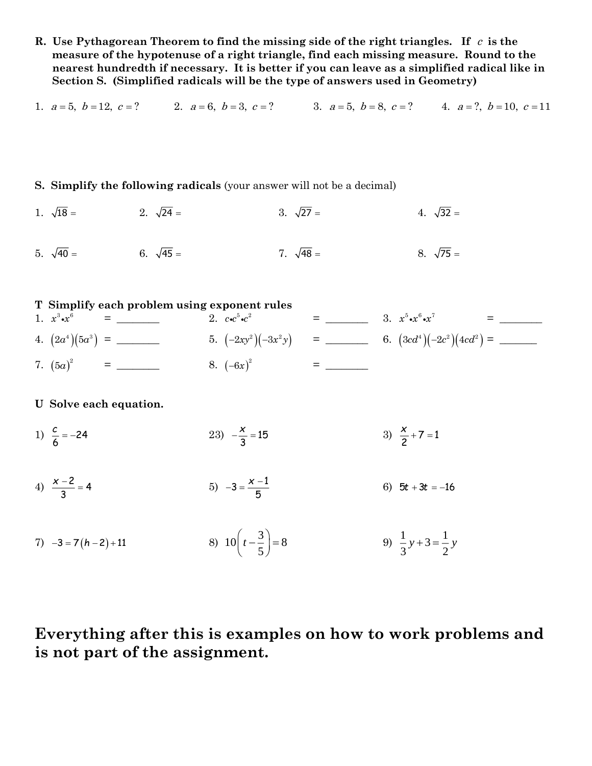**R. Use Pythagorean Theorem to find the missing side of the right triangles. If $c$ is the measure of the hypotenuse of a right triangle, find each missing measure. Round to the nearest hundredth if necessary. It is better if you can leave as a simplified radical like in Section S. (Simplified radicals will be the type of answers used in Geometry)**

1. $a = 5,\ b = 12,\ c = ?$
2. $a = 6,\ b = 3,\ c = ?$
3. $a = 5,\ b = 8,\ c = ?$
4. $a = ?,\ b = 10,\ c = 11$

**S. Simplify the following radicals** (your answer will not be a decimal)

1. $\sqrt{18} =$
2. $\sqrt{24} =$
3. $\sqrt{27} =$
4. $\sqrt{32} =$
5. $\sqrt{40} =$
6. $\sqrt{45} =$
7. $\sqrt{48} =$
8. $\sqrt{75} =$

**T Simplify each problem using exponent rules**

1. $x^3 \bullet x^6$ = ________
2. $c \bullet c^5 \bullet c^2$ = ________
3. $x^5 \bullet x^6 \bullet x^7$ = ________
4. $(2a^4)(5a^3)$ = ________
5. $(-2xy^2)(-3x^2y)$ = ________
6. $(3cd^4)(-2c^2)(4cd^2)$ = ________
7. $(5a)^2$ = ________
8. $(-6x)^2$ = ________

**U Solve each equation.**

1) $\frac{c}{6} = -24$

23) $-\frac{x}{3} = 15$

3) $\frac{x}{2} + 7 = 1$

4) $\frac{x-2}{3} = 4$

5) $-3 = \frac{x-1}{5}$

6) $5t + 3t = -16$

7) $-3 = 7(h-2) + 11$

8) $10\left(t - \frac{3}{5}\right) = 8$

9) $\frac{1}{3}y + 3 = \frac{1}{2}y$

# Everything after this is examples on how to work problems and is not part of the assignment.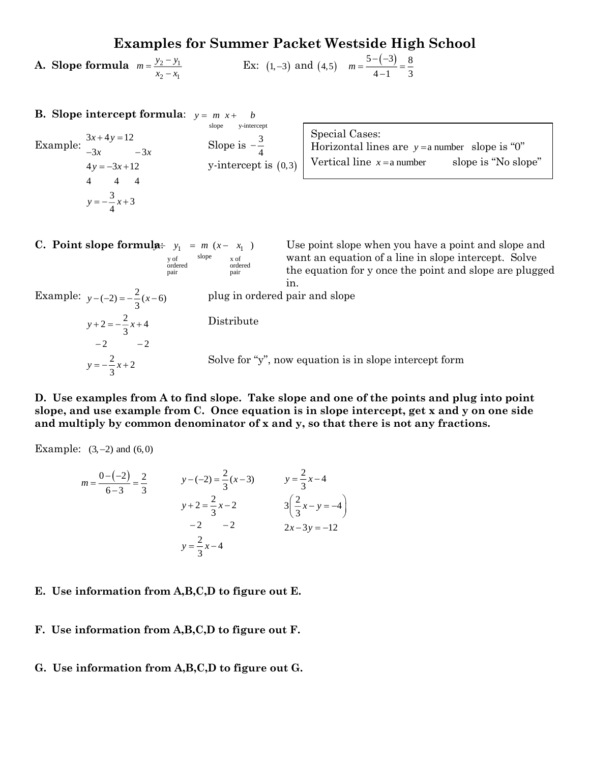# Examples for Summer Packet Westside High School

**A. Slope formula** $m = \frac{y_2 - y_1}{x_2 - x_1}$ Ex: $(1,-3)$ and $(4,5)$ $m = \frac{5-(-3)}{4-1} = \frac{8}{3}$

**B. Slope intercept formula**: $y = \underset{\text{slope}}{m}\,x + \underset{\text{y-intercept}}{b}$

Example:

$$3x + 4y = 12$$
$$-3x \qquad -3x$$
$$4y = -3x + 12$$
$$4 \qquad 4 \qquad 4$$
$$y = -\frac{3}{4}x + 3$$

Slope is $-\frac{3}{4}$

y-intercept is $(0,3)$

> Special Cases:
> Horizontal lines are $y =$ a number slope is "0"
> Vertical line $x =$ a number slope is "No slope"

**C. Point slope formula**: $\underset{\text{y of ordered pair}}{y - y_1} = \underset{\text{slope}}{m}\,(x - \underset{\text{x of ordered pair}}{x_1})$

Use point slope when you have a point and slope and want an equation of a line in slope intercept. Solve the equation for y once the point and slope are plugged in.

Example:

$y - (-2) = -\frac{2}{3}(x - 6)$ plug in ordered pair and slope

$y + 2 = -\frac{2}{3}x + 4$ Distribute

$-2 \qquad -2$

$y = -\frac{2}{3}x + 2$ Solve for "y", now equation is in slope intercept form

**D. Use examples from A to find slope. Take slope and one of the points and plug into point slope, and use example from C. Once equation is in slope intercept, get x and y on one side and multiply by common denominator of x and y, so that there is not any fractions.**

Example: $(3,-2)$ and $(6,0)$

$$m = \frac{0-(-2)}{6-3} = \frac{2}{3}$$

$$y - (-2) = \frac{2}{3}(x - 3)$$
$$y + 2 = \frac{2}{3}x - 2$$
$$-2 \qquad -2$$
$$y = \frac{2}{3}x - 4$$

$$y = \frac{2}{3}x - 4$$
$$3\left(\frac{2}{3}x - y = -4\right)$$
$$2x - 3y = -12$$

**E. Use information from A,B,C,D to figure out E.**

**F. Use information from A,B,C,D to figure out F.**

**G. Use information from A,B,C,D to figure out G.**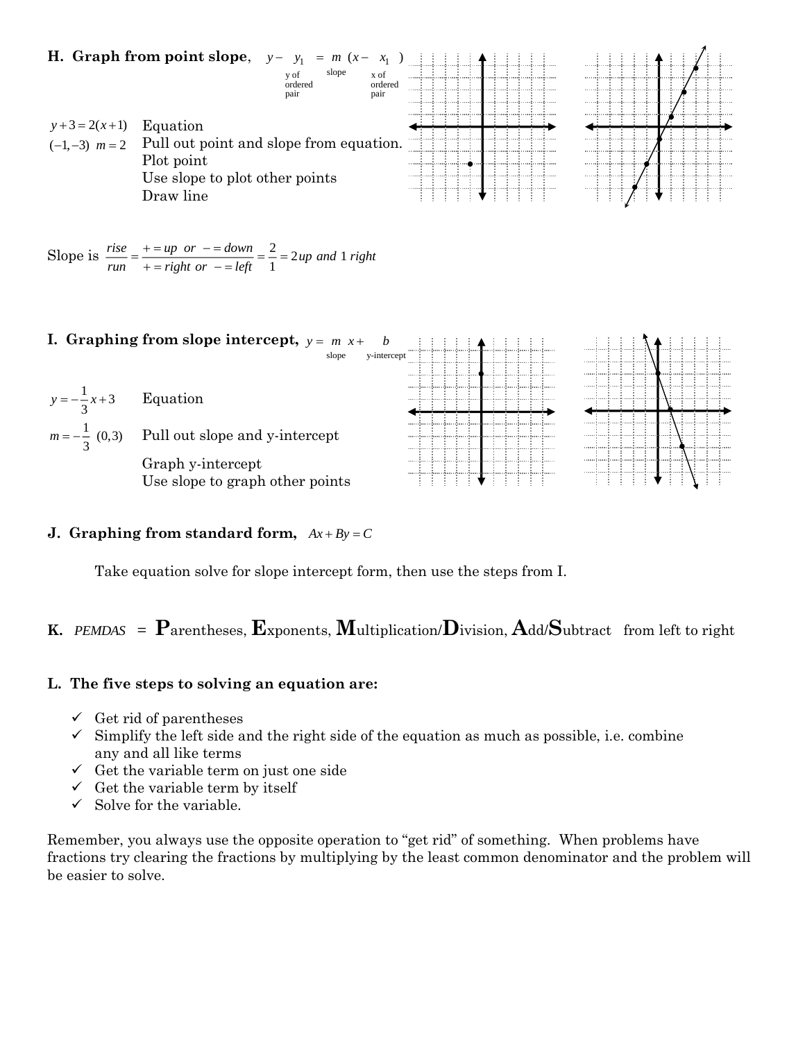**H. Graph from point slope,** $y - y_1 = m(x - x_1)$

(y of ordered pair; slope; x of ordered pair)

$y + 3 = 2(x + 1)$ Equation

$(-1, -3)$ $m = 2$ Pull out point and slope from equation.

Plot point

Use slope to plot other points

Draw line

Slope is $\frac{rise}{run} = \frac{+ = up \ \ or \ \ - = down}{+ = right \ or \ \ - = left} = \frac{2}{1} = 2 \, up \ and \ 1 \ right$

**I. Graphing from slope intercept,** $y = mx + b$

(slope; y-intercept)

$y = -\frac{1}{3}x + 3$ Equation

$m = -\frac{1}{3}$ $(0, 3)$ Pull out slope and y-intercept

Graph y-intercept

Use slope to graph other points

**J. Graphing from standard form,** $Ax + By = C$

Take equation solve for slope intercept form, then use the steps from I.

**K.** *PEMDAS* = **P**arentheses, **E**xponents, **M**ultiplication/**D**ivision, **A**dd/**S**ubtract from left to right

**L. The five steps to solving an equation are:**

- ✓ Get rid of parentheses
- ✓ Simplify the left side and the right side of the equation as much as possible, i.e. combine any and all like terms
- ✓ Get the variable term on just one side
- ✓ Get the variable term by itself
- ✓ Solve for the variable.

Remember, you always use the opposite operation to "get rid" of something. When problems have fractions try clearing the fractions by multiplying by the least common denominator and the problem will be easier to solve.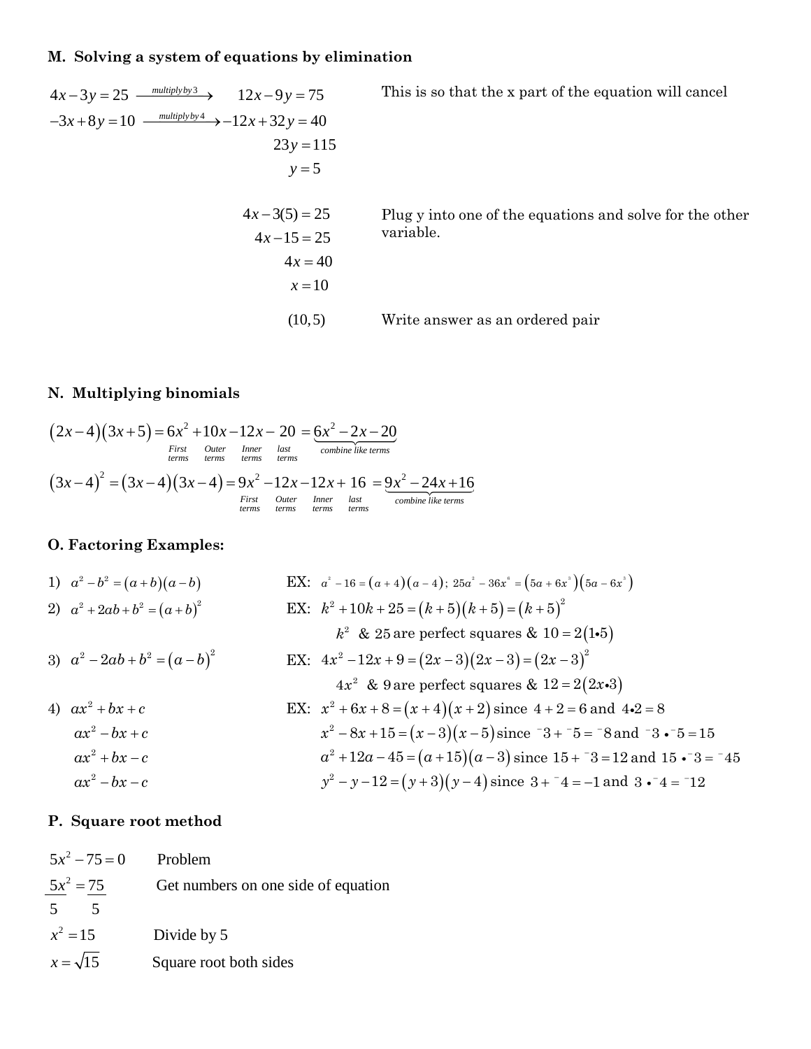**M. Solving a system of equations by elimination**

$$4x - 3y = 25 \xrightarrow{\text{multiply by } 3} 12x - 9y = 75$$

$$-3x + 8y = 10 \xrightarrow{\text{multiply by } 4} -12x + 32y = 40$$

$$23y = 115$$

$$y = 5$$

This is so that the x part of the equation will cancel

$$4x - 3(5) = 25$$

$$4x - 15 = 25$$

$$4x = 40$$

$$x = 10$$

Plug y into one of the equations and solve for the other variable.

$$(10, 5)$$

Write answer as an ordered pair

**N. Multiplying binomials**

$$(2x-4)(3x+5) = \underset{\text{First terms}}{6x^2} + \underset{\text{Outer terms}}{10x} - \underset{\text{Inner terms}}{12x} - \underset{\text{last terms}}{20} = \underbrace{6x^2 - 2x - 20}_{\text{combine like terms}}$$

$$(3x-4)^2 = (3x-4)(3x-4) = \underset{\text{First terms}}{9x^2} - \underset{\text{Outer terms}}{12x} - \underset{\text{Inner terms}}{12x} + \underset{\text{last terms}}{16} = \underbrace{9x^2 - 24x + 16}_{\text{combine like terms}}$$

**O. Factoring Examples:**

1) $a^2 - b^2 = (a+b)(a-b)$ — EX: $a^2 - 16 = (a+4)(a-4)$; $25a^2 - 36x^6 = (5a + 6x^3)(5a - 6x^3)$

2) $a^2 + 2ab + b^2 = (a+b)^2$ — EX: $k^2 + 10k + 25 = (k+5)(k+5) = (k+5)^2$

   $k^2$ & $25$ are perfect squares & $10 = 2(1 \bullet 5)$

3) $a^2 - 2ab + b^2 = (a-b)^2$ — EX: $4x^2 - 12x + 9 = (2x-3)(2x-3) = (2x-3)^2$

   $4x^2$ & $9$ are perfect squares & $12 = 2(2x \bullet 3)$

4) $ax^2 + bx + c$ — EX: $x^2 + 6x + 8 = (x+4)(x+2)$ since $4 + 2 = 6$ and $4 \bullet 2 = 8$

   $ax^2 - bx + c$ — $x^2 - 8x + 15 = (x-3)(x-5)$ since $^-3 + {^-5} = {^-8}$ and $^-3 \bullet {^-5} = 15$

   $ax^2 + bx - c$ — $a^2 + 12a - 45 = (a+15)(a-3)$ since $15 + {^-3} = 12$ and $15 \bullet {^-3} = {^-45}$

   $ax^2 - bx - c$ — $y^2 - y - 12 = (y+3)(y-4)$ since $3 + {^-4} = -1$ and $3 \bullet {^-4} = {^-12}$

**P. Square root method**

$5x^2 - 75 = 0$ — Problem

$\dfrac{5x^2}{5} = \dfrac{75}{5}$ — Get numbers on one side of equation

$x^2 = 15$ — Divide by 5

$x = \sqrt{15}$ — Square root both sides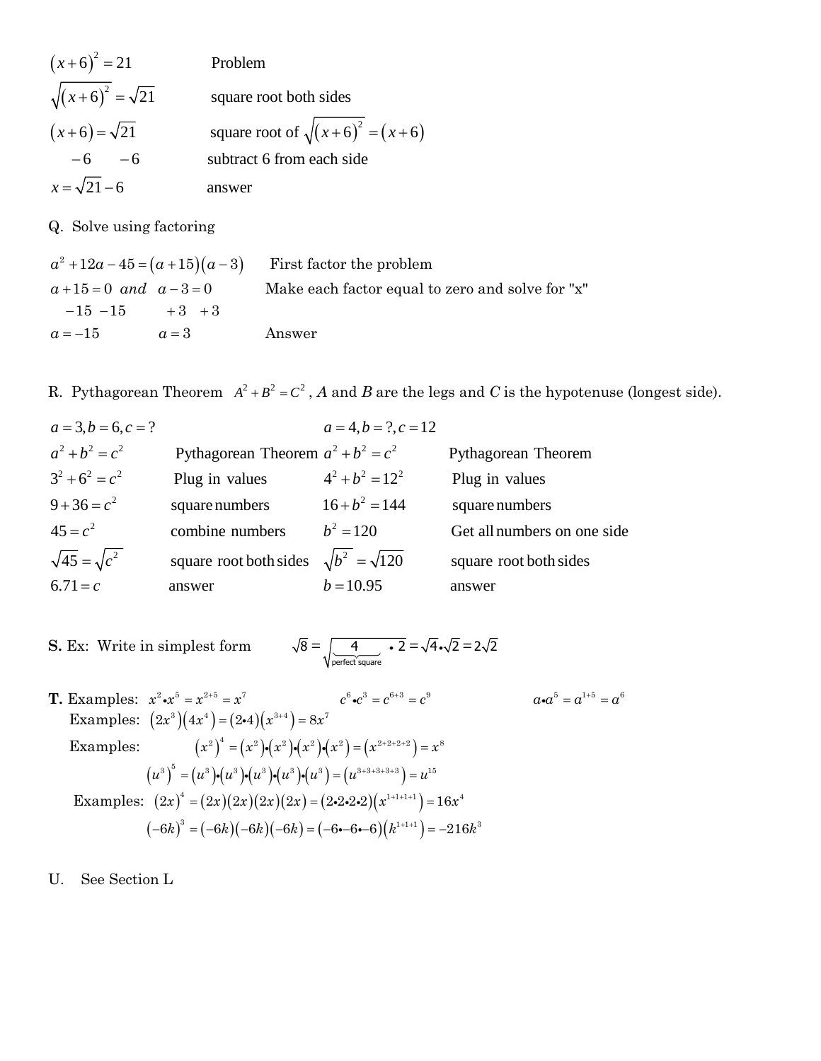$(x+6)^2 = 21$ Problem

$\sqrt{(x+6)^2} = \sqrt{21}$ square root both sides

$(x+6) = \sqrt{21}$ square root of $\sqrt{(x+6)^2} = (x+6)$

$-6 \quad -6$ subtract 6 from each side

$x = \sqrt{21} - 6$ answer

Q. Solve using factoring

$a^2 + 12a - 45 = (a+15)(a-3)$ First factor the problem

$a + 15 = 0$ *and* $a - 3 = 0$ Make each factor equal to zero and solve for "x"

$-15 \ -15 \qquad +3 \ +3$

$a = -15 \qquad a = 3$ Answer

R. Pythagorean Theorem $A^2 + B^2 = C^2$, $A$ and $B$ are the legs and $C$ is the hypotenuse (longest side).

| | | | |
|---|---|---|---|
| $a = 3, b = 6, c = ?$ | | $a = 4, b = ?, c = 12$ | |
| $a^2 + b^2 = c^2$ | Pythagorean Theorem | $a^2 + b^2 = c^2$ | Pythagorean Theorem |
| $3^2 + 6^2 = c^2$ | Plug in values | $4^2 + b^2 = 12^2$ | Plug in values |
| $9 + 36 = c^2$ | square numbers | $16 + b^2 = 144$ | square numbers |
| $45 = c^2$ | combine numbers | $b^2 = 120$ | Get all numbers on one side |
| $\sqrt{45} = \sqrt{c^2}$ | square root both sides | $\sqrt{b^2} = \sqrt{120}$ | square root both sides |
| $6.71 = c$ | answer | $b = 10.95$ | answer |

**S.** Ex: Write in simplest form $\sqrt{8} = \sqrt{\underbrace{4}_{\text{perfect square}} \cdot 2} = \sqrt{4} \cdot \sqrt{2} = 2\sqrt{2}$

**T.** Examples: $x^2 \cdot x^5 = x^{2+5} = x^7$ $\qquad c^6 \cdot c^3 = c^{6+3} = c^9$ $\qquad a \cdot a^5 = a^{1+5} = a^6$

Examples: $(2x^3)(4x^4) = (2 \cdot 4)(x^{3+4}) = 8x^7$

Examples: $(x^2)^4 = (x^2) \cdot (x^2) \cdot (x^2) \cdot (x^2) = (x^{2+2+2+2}) = x^8$

$(u^3)^5 = (u^3) \cdot (u^3) \cdot (u^3) \cdot (u^3) \cdot (u^3) = (u^{3+3+3+3+3}) = u^{15}$

Examples: $(2x)^4 = (2x)(2x)(2x)(2x) = (2 \cdot 2 \cdot 2 \cdot 2)(x^{1+1+1+1}) = 16x^4$

$(-6k)^3 = (-6k)(-6k)(-6k) = (-6 \cdot -6 \cdot -6)(k^{1+1+1}) = -216k^3$

U. See Section L